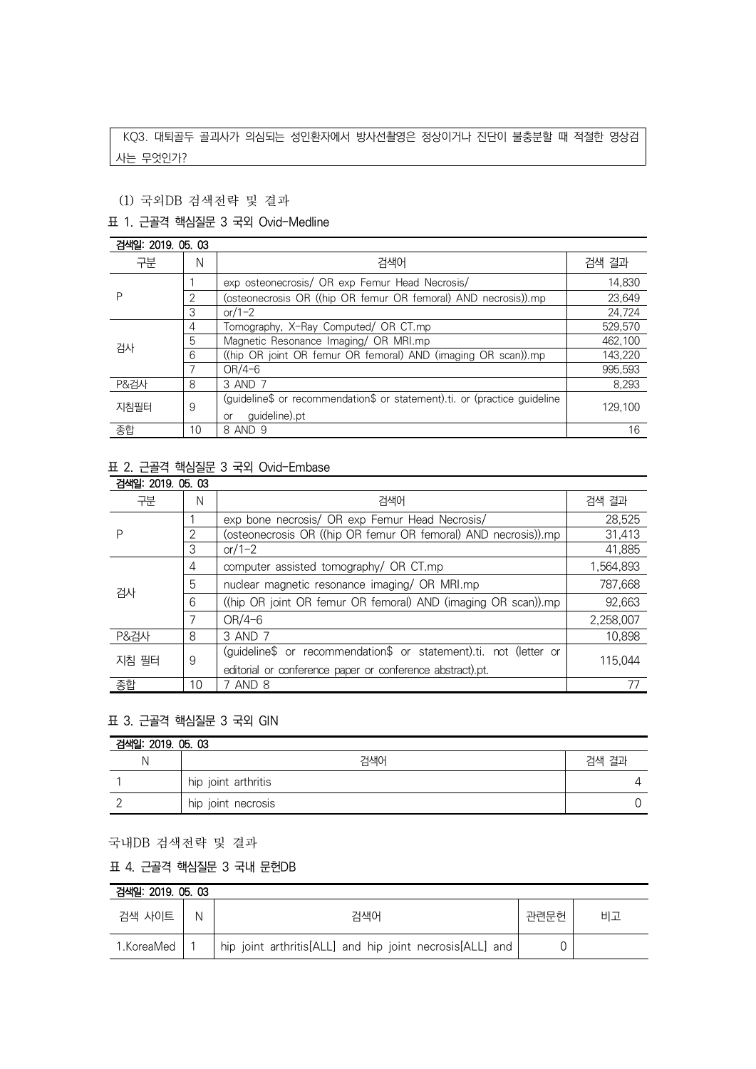KQ3. 대퇴골두 골괴사가 의심되는 성인환자에서 방사선촬영은 정상이거나 진단이 불충분할 때 적절한 영상검사는 무엇인가?

(1) 국외DB 검색전략 및 결과

표 1. 근골격 핵심질문 3 국외 Ovid-Medline

| 검색일: 2019. 05. 03 | | | |
|---|---|---|---|
| 구분 | N | 검색어 | 검색 결과 |
| P | 1 | exp osteonecrosis/ OR exp Femur Head Necrosis/ | 14,830 |
| | 2 | (osteonecrosis OR ((hip OR femur OR femoral) AND necrosis)).mp | 23,649 |
| | 3 | or/1-2 | 24,724 |
| 검사 | 4 | Tomography, X-Ray Computed/ OR CT.mp | 529,570 |
| | 5 | Magnetic Resonance Imaging/ OR MRI.mp | 462,100 |
| | 6 | ((hip OR joint OR femur OR femoral) AND (imaging OR scan)).mp | 143,220 |
| | 7 | OR/4-6 | 995,593 |
| P&검사 | 8 | 3 AND 7 | 8,293 |
| 지침필터 | 9 | (guideline$ or recommendation$ or statement).ti. or (practice guideline or guideline).pt | 129,100 |
| 종합 | 10 | 8 AND 9 | 16 |

표 2. 근골격 핵심질문 3 국외 Ovid-Embase

| 검색일: 2019. 05. 03 | | | |
|---|---|---|---|
| 구분 | N | 검색어 | 검색 결과 |
| P | 1 | exp bone necrosis/ OR exp Femur Head Necrosis/ | 28,525 |
| | 2 | (osteonecrosis OR ((hip OR femur OR femoral) AND necrosis)).mp | 31,413 |
| | 3 | or/1-2 | 41,885 |
| 검사 | 4 | computer assisted tomography/ OR CT.mp | 1,564,893 |
| | 5 | nuclear magnetic resonance imaging/ OR MRI.mp | 787,668 |
| | 6 | ((hip OR joint OR femur OR femoral) AND (imaging OR scan)).mp | 92,663 |
| | 7 | OR/4-6 | 2,258,007 |
| P&검사 | 8 | 3 AND 7 | 10,898 |
| 지침 필터 | 9 | (guideline$ or recommendation$ or statement).ti. not (letter or editorial or conference paper or conference abstract).pt. | 115,044 |
| 종합 | 10 | 7 AND 8 | 77 |

표 3. 근골격 핵심질문 3 국외 GIN

| 검색일: 2019. 05. 03 | | |
|---|---|---|
| N | 검색어 | 검색 결과 |
| 1 | hip joint arthritis | 4 |
| 2 | hip joint necrosis | 0 |

국내DB 검색전략 및 결과

표 4. 근골격 핵심질문 3 국내 문헌DB

| 검색일: 2019. 05. 03 | | | | |
|---|---|---|---|---|
| 검색 사이트 | N | 검색어 | 관련문헌 | 비고 |
| 1.KoreaMed | 1 | hip joint arthritis[ALL] and hip joint necrosis[ALL] and | 0 | |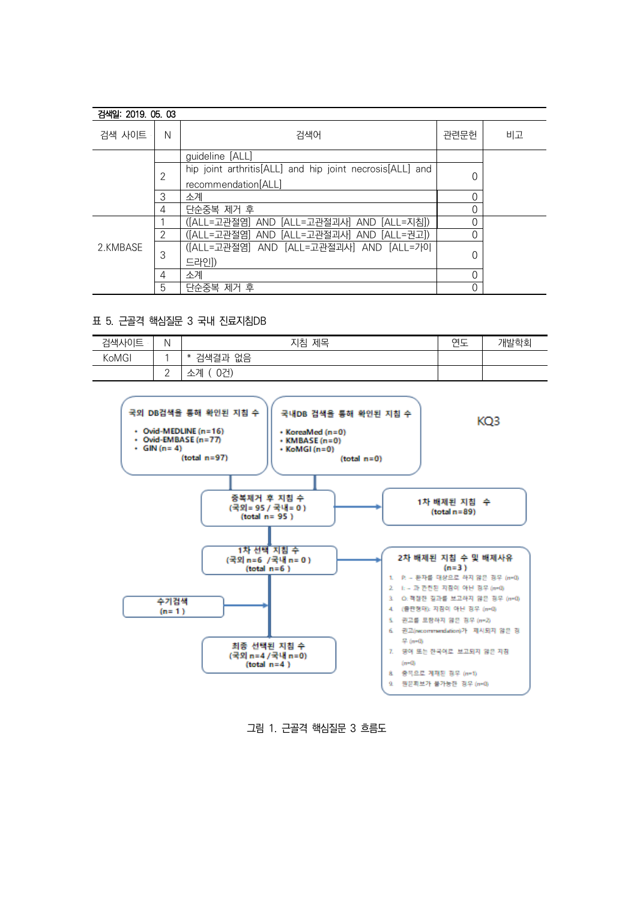| 검색일: 2019. 05. 03 | | | | |
|---|---|---|---|---|
| 검색 사이트 | N | 검색어 | 관련문헌 | 비고 |
| | | guideline [ALL] | | |
| | 2 | hip joint arthritis[ALL] and hip joint necrosis[ALL] and recommendation[ALL] | 0 | |
| | 3 | 소계 | 0 | |
| | 4 | 단순중복 제거 후 | 0 | |
| 2.KMBASE | 1 | ([ALL=고관절염] AND [ALL=고관절괴사] AND [ALL=지침]) | 0 | |
| | 2 | ([ALL=고관절염] AND [ALL=고관절괴사] AND [ALL=권고]) | 0 | |
| | 3 | ([ALL=고관절염] AND [ALL=고관절괴사] AND [ALL=가이드라인]) | 0 | |
| | 4 | 소계 | 0 | |
| | 5 | 단순중복 제거 후 | 0 | |

표 5. 근골격 핵심질문 3 국내 진료지침DB

| 검색사이트 | N | 지침 제목 | 연도 | 개발학회 |
|---|---|---|---|---|
| KoMGI | 1 | * 검색결과 없음 | | |
| | 2 | 소계 ( 0건) | | |

KQ3

국외 DB검색을 통해 확인된 지침 수
- Ovid-MEDLINE (n=16)
- Ovid-EMBASE (n=77)
- GIN (n= 4)
(total n=97)

국내DB 검색을 통해 확인된 지침 수
- KoreaMed (n=0)
- KMBASE (n=0)
- KoMGI (n=0)
(total n=0)

중복제거 후 지침 수
(국외= 95 / 국내= 0 )
(total n= 95 )

1차 배제된 지침 수
(total n=89)

1차 선택 지침 수
(국외 n=6 /국내 n= 0 )
(total n=6 )

2차 배제된 지침 수 및 배제사유
(n=3 )
1. P - 환자를 대상으로 하지 않은 경우 (n=0)
2. I - 과 관련된 지침이 아닌 경우 (n=0)
3. O: 적절한 결과를 보고하지 않은 경우 (n=0)
4. (출판형태): 지침이 아닌 경우 (n=0)
5. 권고를 포함하지 않은 경우 (n=2)
6. 권고(recommendation)가 제시되지 않은 경우 (n=0)
7. 영어 또는 한국어로 보고되지 않은 지침 (n=0)
8. 중복으로 게재된 경우 (n=1)
9. 원문확보가 불가능한 경우 (n=0)

수기검색
(n= 1 )

최종 선택된 지침 수
(국외 n=4 /국내 n=0)
(total n=4 )

그림 1. 근골격 핵심질문 3 흐름도